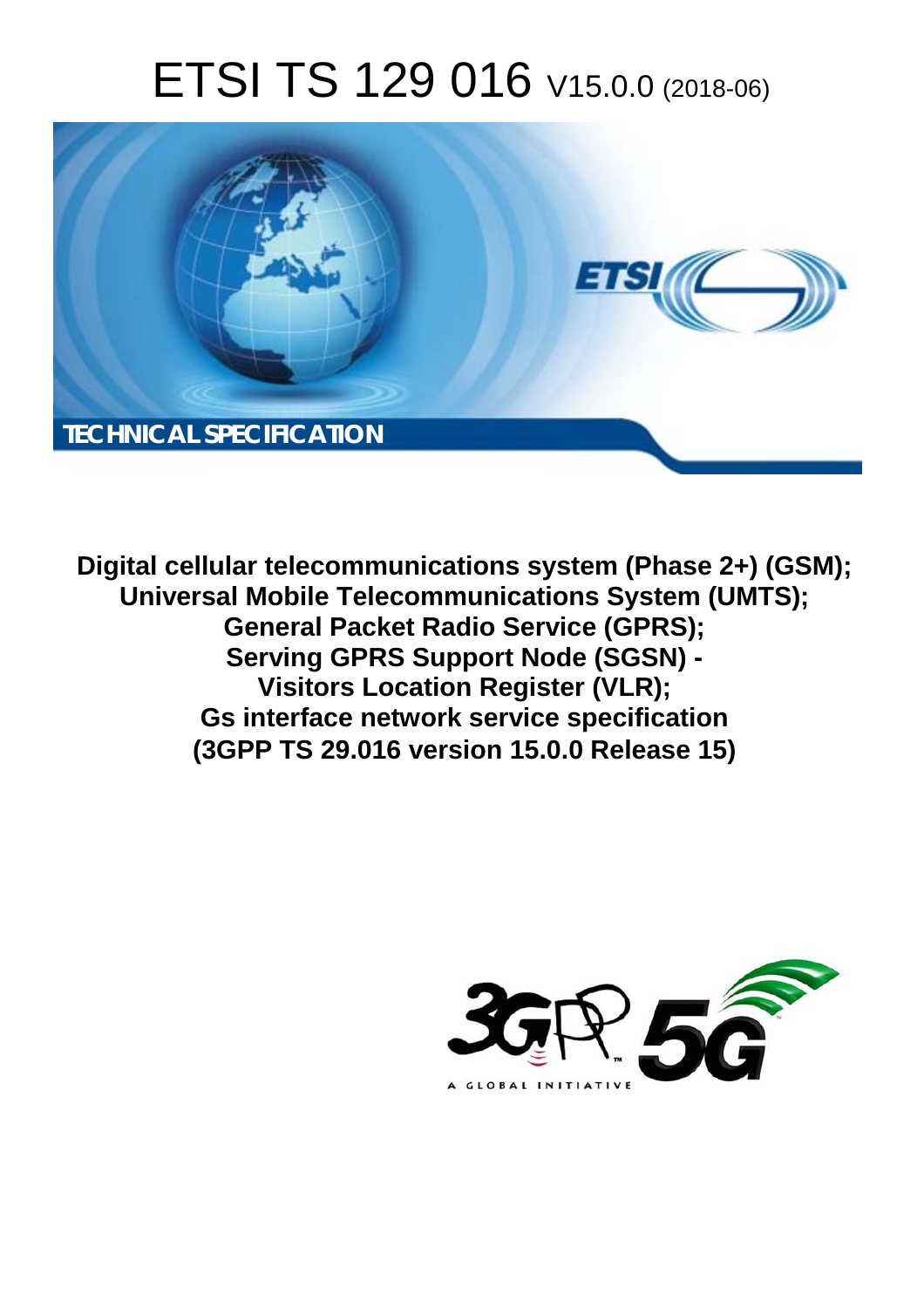# ETSI TS 129 016 V15.0.0 (2018-06)

TECHNICAL SPECIFICATION

**Digital cellular telecommunications system (Phase 2+) (GSM);**
**Universal Mobile Telecommunications System (UMTS);**
**General Packet Radio Service (GPRS);**
**Serving GPRS Support Node (SGSN) -**
**Visitors Location Register (VLR);**
**Gs interface network service specification**
**(3GPP TS 29.016 version 15.0.0 Release 15)**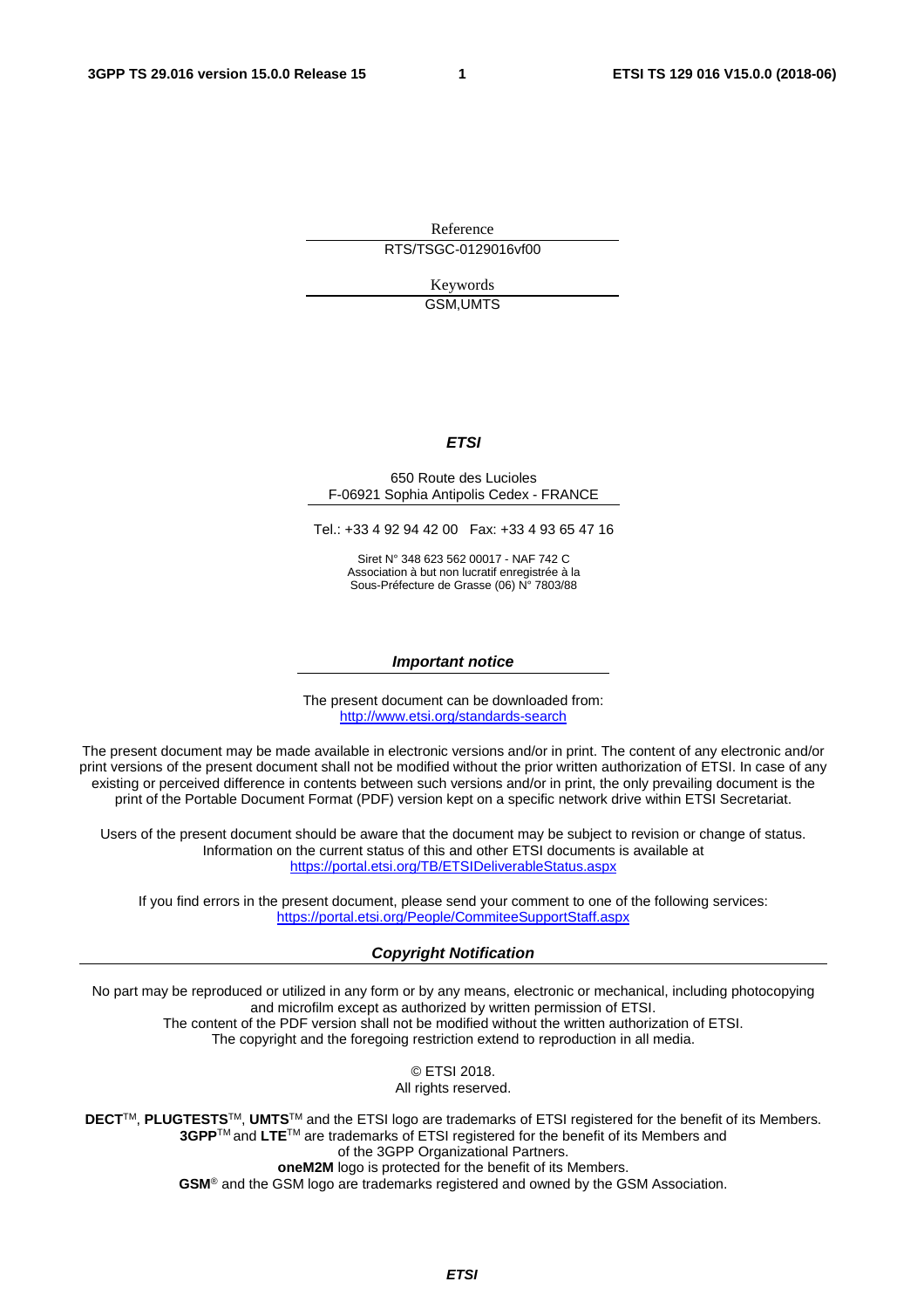Reference

RTS/TSGC-0129016vf00

Keywords

GSM,UMTS

***ETSI***

650 Route des Lucioles
F-06921 Sophia Antipolis Cedex - FRANCE

Tel.: +33 4 92 94 42 00   Fax: +33 4 93 65 47 16

Siret N° 348 623 562 00017 - NAF 742 C
Association à but non lucratif enregistrée à la
Sous-Préfecture de Grasse (06) N° 7803/88

***Important notice***

The present document can be downloaded from:
http://www.etsi.org/standards-search

The present document may be made available in electronic versions and/or in print. The content of any electronic and/or print versions of the present document shall not be modified without the prior written authorization of ETSI. In case of any existing or perceived difference in contents between such versions and/or in print, the only prevailing document is the print of the Portable Document Format (PDF) version kept on a specific network drive within ETSI Secretariat.

Users of the present document should be aware that the document may be subject to revision or change of status. Information on the current status of this and other ETSI documents is available at
https://portal.etsi.org/TB/ETSIDeliverableStatus.aspx

If you find errors in the present document, please send your comment to one of the following services:
https://portal.etsi.org/People/CommiteeSupportStaff.aspx

***Copyright Notification***

No part may be reproduced or utilized in any form or by any means, electronic or mechanical, including photocopying and microfilm except as authorized by written permission of ETSI.
The content of the PDF version shall not be modified without the written authorization of ETSI.
The copyright and the foregoing restriction extend to reproduction in all media.

© ETSI 2018.
All rights reserved.

**DECT**™, **PLUGTESTS**™, **UMTS**™ and the ETSI logo are trademarks of ETSI registered for the benefit of its Members.
**3GPP**™ and **LTE**™ are trademarks of ETSI registered for the benefit of its Members and
of the 3GPP Organizational Partners.
**oneM2M** logo is protected for the benefit of its Members.
**GSM**® and the GSM logo are trademarks registered and owned by the GSM Association.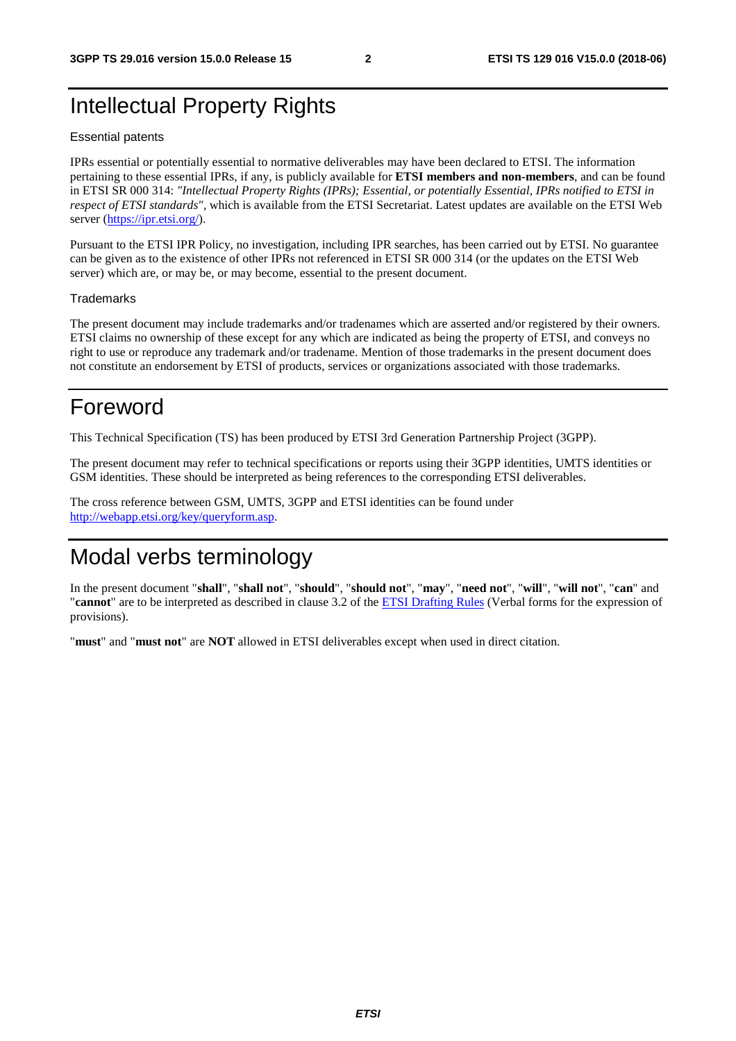# Intellectual Property Rights

Essential patents

IPRs essential or potentially essential to normative deliverables may have been declared to ETSI. The information pertaining to these essential IPRs, if any, is publicly available for **ETSI members and non-members**, and can be found in ETSI SR 000 314: *"Intellectual Property Rights (IPRs); Essential, or potentially Essential, IPRs notified to ETSI in respect of ETSI standards"*, which is available from the ETSI Secretariat. Latest updates are available on the ETSI Web server (https://ipr.etsi.org/).

Pursuant to the ETSI IPR Policy, no investigation, including IPR searches, has been carried out by ETSI. No guarantee can be given as to the existence of other IPRs not referenced in ETSI SR 000 314 (or the updates on the ETSI Web server) which are, or may be, or may become, essential to the present document.

Trademarks

The present document may include trademarks and/or tradenames which are asserted and/or registered by their owners. ETSI claims no ownership of these except for any which are indicated as being the property of ETSI, and conveys no right to use or reproduce any trademark and/or tradename. Mention of those trademarks in the present document does not constitute an endorsement by ETSI of products, services or organizations associated with those trademarks.

# Foreword

This Technical Specification (TS) has been produced by ETSI 3rd Generation Partnership Project (3GPP).

The present document may refer to technical specifications or reports using their 3GPP identities, UMTS identities or GSM identities. These should be interpreted as being references to the corresponding ETSI deliverables.

The cross reference between GSM, UMTS, 3GPP and ETSI identities can be found under http://webapp.etsi.org/key/queryform.asp.

# Modal verbs terminology

In the present document "**shall**", "**shall not**", "**should**", "**should not**", "**may**", "**need not**", "**will**", "**will not**", "**can**" and "**cannot**" are to be interpreted as described in clause 3.2 of the ETSI Drafting Rules (Verbal forms for the expression of provisions).

"**must**" and "**must not**" are **NOT** allowed in ETSI deliverables except when used in direct citation.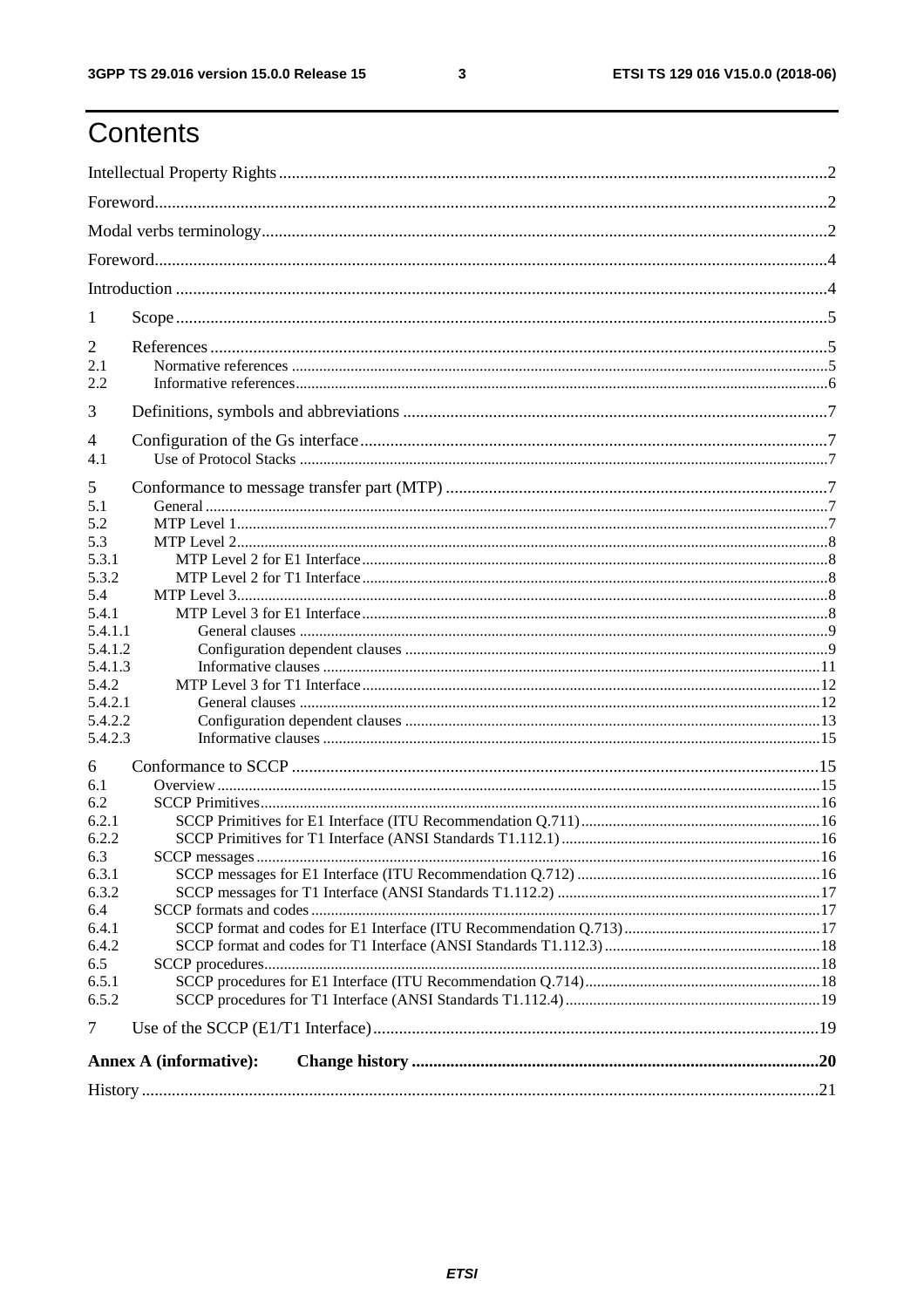# Contents

Intellectual Property Rights ..... 2

Foreword ..... 2

Modal verbs terminology ..... 2

Foreword ..... 4

Introduction ..... 4

1 Scope ..... 5

2 References ..... 5
- 2.1 Normative references ..... 5
- 2.2 Informative references ..... 6

3 Definitions, symbols and abbreviations ..... 7

4 Configuration of the Gs interface ..... 7
- 4.1 Use of Protocol Stacks ..... 7

5 Conformance to message transfer part (MTP) ..... 7
- 5.1 General ..... 7
- 5.2 MTP Level 1 ..... 7
- 5.3 MTP Level 2 ..... 8
- 5.3.1 MTP Level 2 for E1 Interface ..... 8
- 5.3.2 MTP Level 2 for T1 Interface ..... 8
- 5.4 MTP Level 3 ..... 8
- 5.4.1 MTP Level 3 for E1 Interface ..... 8
- 5.4.1.1 General clauses ..... 9
- 5.4.1.2 Configuration dependent clauses ..... 9
- 5.4.1.3 Informative clauses ..... 11
- 5.4.2 MTP Level 3 for T1 Interface ..... 12
- 5.4.2.1 General clauses ..... 12
- 5.4.2.2 Configuration dependent clauses ..... 13
- 5.4.2.3 Informative clauses ..... 15

6 Conformance to SCCP ..... 15
- 6.1 Overview ..... 15
- 6.2 SCCP Primitives ..... 16
- 6.2.1 SCCP Primitives for E1 Interface (ITU Recommendation Q.711) ..... 16
- 6.2.2 SCCP Primitives for T1 Interface (ANSI Standards T1.112.1) ..... 16
- 6.3 SCCP messages ..... 16
- 6.3.1 SCCP messages for E1 Interface (ITU Recommendation Q.712) ..... 16
- 6.3.2 SCCP messages for T1 Interface (ANSI Standards T1.112.2) ..... 17
- 6.4 SCCP formats and codes ..... 17
- 6.4.1 SCCP format and codes for E1 Interface (ITU Recommendation Q.713) ..... 17
- 6.4.2 SCCP format and codes for T1 Interface (ANSI Standards T1.112.3) ..... 18
- 6.5 SCCP procedures ..... 18
- 6.5.1 SCCP procedures for E1 Interface (ITU Recommendation Q.714) ..... 18
- 6.5.2 SCCP procedures for T1 Interface (ANSI Standards T1.112.4) ..... 19

7 Use of the SCCP (E1/T1 Interface) ..... 19

**Annex A (informative): Change history ..... 20**

History ..... 21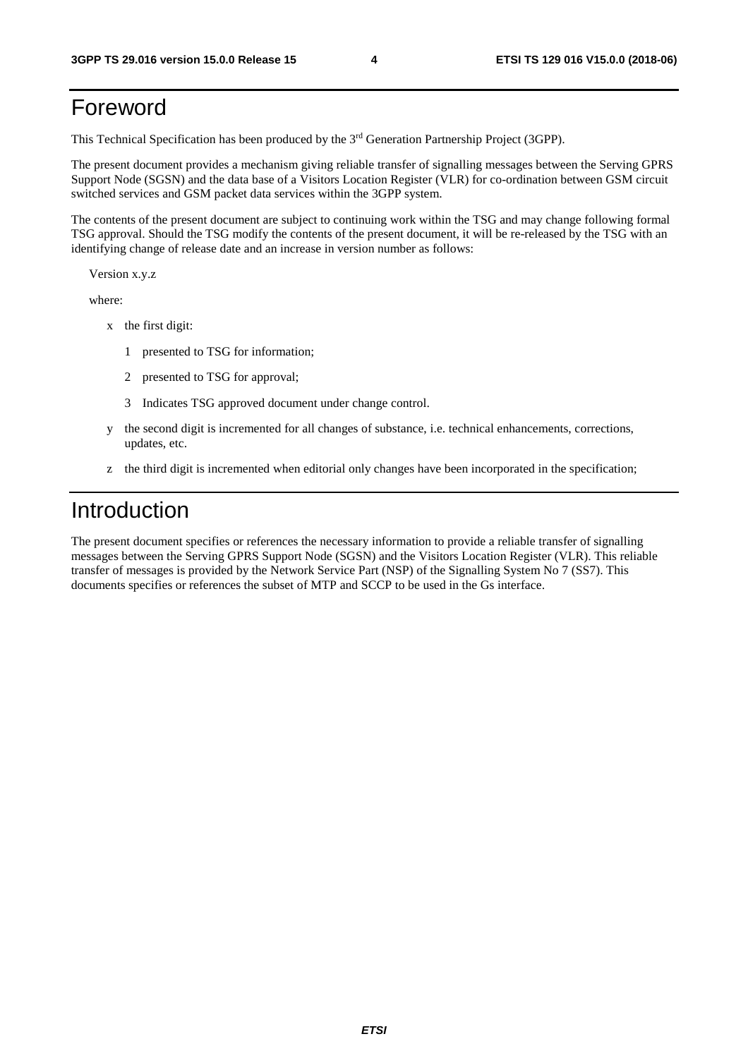# Foreword

This Technical Specification has been produced by the 3rd Generation Partnership Project (3GPP).

The present document provides a mechanism giving reliable transfer of signalling messages between the Serving GPRS Support Node (SGSN) and the data base of a Visitors Location Register (VLR) for co-ordination between GSM circuit switched services and GSM packet data services within the 3GPP system.

The contents of the present document are subject to continuing work within the TSG and may change following formal TSG approval. Should the TSG modify the contents of the present document, it will be re-released by the TSG with an identifying change of release date and an increase in version number as follows:

Version x.y.z

where:

- x the first digit:
  - 1 presented to TSG for information;
  - 2 presented to TSG for approval;
  - 3 Indicates TSG approved document under change control.
- y the second digit is incremented for all changes of substance, i.e. technical enhancements, corrections, updates, etc.
- z the third digit is incremented when editorial only changes have been incorporated in the specification;

# Introduction

The present document specifies or references the necessary information to provide a reliable transfer of signalling messages between the Serving GPRS Support Node (SGSN) and the Visitors Location Register (VLR). This reliable transfer of messages is provided by the Network Service Part (NSP) of the Signalling System No 7 (SS7). This documents specifies or references the subset of MTP and SCCP to be used in the Gs interface.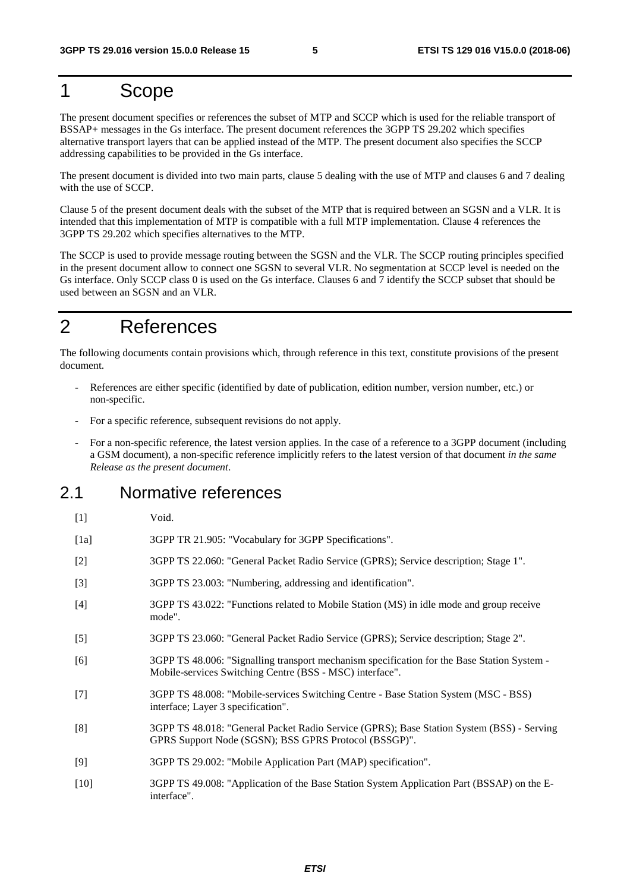# 1 Scope

The present document specifies or references the subset of MTP and SCCP which is used for the reliable transport of BSSAP+ messages in the Gs interface. The present document references the 3GPP TS 29.202 which specifies alternative transport layers that can be applied instead of the MTP. The present document also specifies the SCCP addressing capabilities to be provided in the Gs interface.

The present document is divided into two main parts, clause 5 dealing with the use of MTP and clauses 6 and 7 dealing with the use of SCCP.

Clause 5 of the present document deals with the subset of the MTP that is required between an SGSN and a VLR. It is intended that this implementation of MTP is compatible with a full MTP implementation. Clause 4 references the 3GPP TS 29.202 which specifies alternatives to the MTP.

The SCCP is used to provide message routing between the SGSN and the VLR. The SCCP routing principles specified in the present document allow to connect one SGSN to several VLR. No segmentation at SCCP level is needed on the Gs interface. Only SCCP class 0 is used on the Gs interface. Clauses 6 and 7 identify the SCCP subset that should be used between an SGSN and an VLR.

# 2 References

The following documents contain provisions which, through reference in this text, constitute provisions of the present document.

- References are either specific (identified by date of publication, edition number, version number, etc.) or non-specific.
- For a specific reference, subsequent revisions do not apply.
- For a non-specific reference, the latest version applies. In the case of a reference to a 3GPP document (including a GSM document), a non-specific reference implicitly refers to the latest version of that document *in the same Release as the present document*.

## 2.1 Normative references

[1] Void.

[1a] 3GPP TR 21.905: "Vocabulary for 3GPP Specifications".

[2] 3GPP TS 22.060: "General Packet Radio Service (GPRS); Service description; Stage 1".

[3] 3GPP TS 23.003: "Numbering, addressing and identification".

[4] 3GPP TS 43.022: "Functions related to Mobile Station (MS) in idle mode and group receive mode".

[5] 3GPP TS 23.060: "General Packet Radio Service (GPRS); Service description; Stage 2".

[6] 3GPP TS 48.006: "Signalling transport mechanism specification for the Base Station System - Mobile-services Switching Centre (BSS - MSC) interface".

[7] 3GPP TS 48.008: "Mobile-services Switching Centre - Base Station System (MSC - BSS) interface; Layer 3 specification".

[8] 3GPP TS 48.018: "General Packet Radio Service (GPRS); Base Station System (BSS) - Serving GPRS Support Node (SGSN); BSS GPRS Protocol (BSSGP)".

[9] 3GPP TS 29.002: "Mobile Application Part (MAP) specification".

[10] 3GPP TS 49.008: "Application of the Base Station System Application Part (BSSAP) on the E-interface".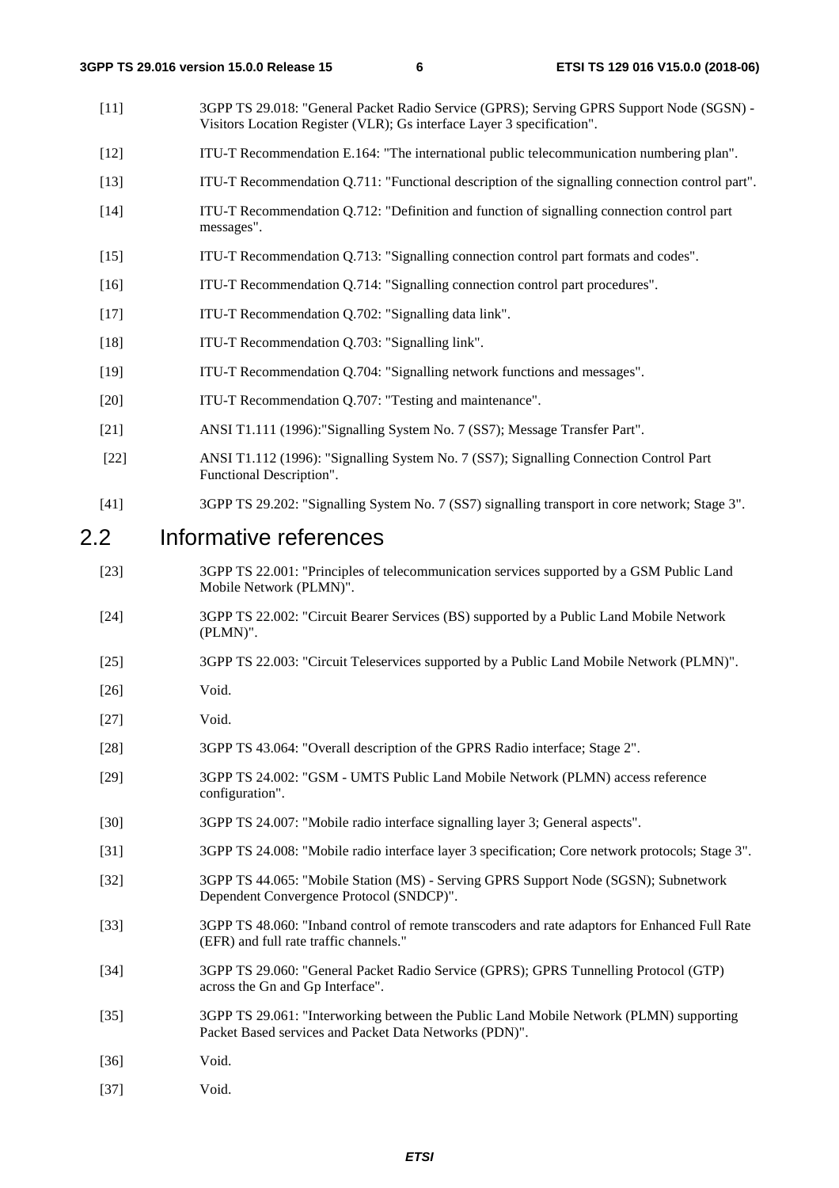[11] 3GPP TS 29.018: "General Packet Radio Service (GPRS); Serving GPRS Support Node (SGSN) - Visitors Location Register (VLR); Gs interface Layer 3 specification".

[12] ITU-T Recommendation E.164: "The international public telecommunication numbering plan".

[13] ITU-T Recommendation Q.711: "Functional description of the signalling connection control part".

[14] ITU-T Recommendation Q.712: "Definition and function of signalling connection control part messages".

[15] ITU-T Recommendation Q.713: "Signalling connection control part formats and codes".

[16] ITU-T Recommendation Q.714: "Signalling connection control part procedures".

[17] ITU-T Recommendation Q.702: "Signalling data link".

[18] ITU-T Recommendation Q.703: "Signalling link".

[19] ITU-T Recommendation Q.704: "Signalling network functions and messages".

[20] ITU-T Recommendation Q.707: "Testing and maintenance".

[21] ANSI T1.111 (1996):"Signalling System No. 7 (SS7); Message Transfer Part".

[22] ANSI T1.112 (1996): "Signalling System No. 7 (SS7); Signalling Connection Control Part Functional Description".

[41] 3GPP TS 29.202: "Signalling System No. 7 (SS7) signalling transport in core network; Stage 3".

## 2.2 Informative references

[23] 3GPP TS 22.001: "Principles of telecommunication services supported by a GSM Public Land Mobile Network (PLMN)".

[24] 3GPP TS 22.002: "Circuit Bearer Services (BS) supported by a Public Land Mobile Network (PLMN)".

[25] 3GPP TS 22.003: "Circuit Teleservices supported by a Public Land Mobile Network (PLMN)".

[26] Void.

[27] Void.

[28] 3GPP TS 43.064: "Overall description of the GPRS Radio interface; Stage 2".

[29] 3GPP TS 24.002: "GSM - UMTS Public Land Mobile Network (PLMN) access reference configuration".

[30] 3GPP TS 24.007: "Mobile radio interface signalling layer 3; General aspects".

[31] 3GPP TS 24.008: "Mobile radio interface layer 3 specification; Core network protocols; Stage 3".

[32] 3GPP TS 44.065: "Mobile Station (MS) - Serving GPRS Support Node (SGSN); Subnetwork Dependent Convergence Protocol (SNDCP)".

[33] 3GPP TS 48.060: "Inband control of remote transcoders and rate adaptors for Enhanced Full Rate (EFR) and full rate traffic channels."

[34] 3GPP TS 29.060: "General Packet Radio Service (GPRS); GPRS Tunnelling Protocol (GTP) across the Gn and Gp Interface".

[35] 3GPP TS 29.061: "Interworking between the Public Land Mobile Network (PLMN) supporting Packet Based services and Packet Data Networks (PDN)".

[36] Void.

[37] Void.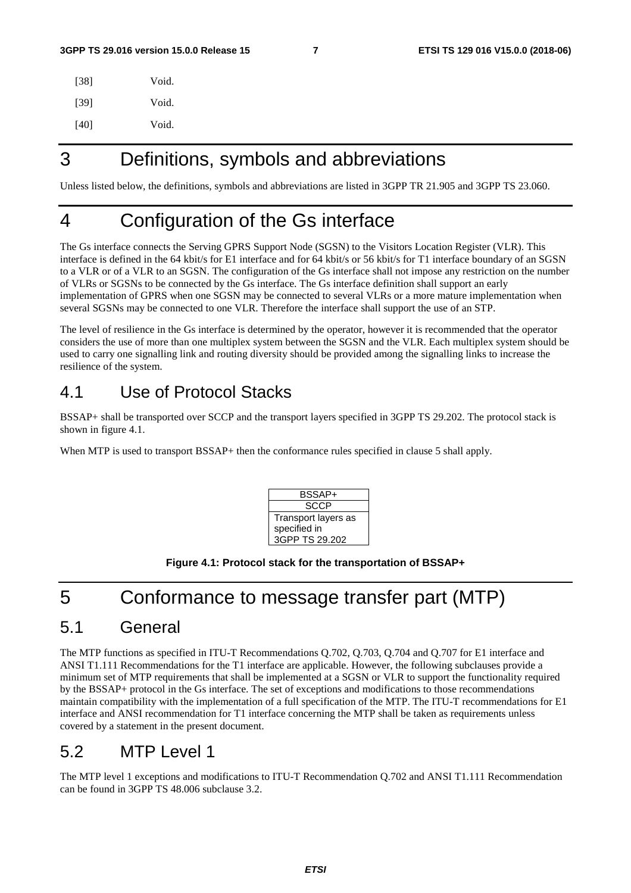[38] Void.

[39] Void.

[40] Void.

# 3 Definitions, symbols and abbreviations

Unless listed below, the definitions, symbols and abbreviations are listed in 3GPP TR 21.905 and 3GPP TS 23.060.

# 4 Configuration of the Gs interface

The Gs interface connects the Serving GPRS Support Node (SGSN) to the Visitors Location Register (VLR). This interface is defined in the 64 kbit/s for E1 interface and for 64 kbit/s or 56 kbit/s for T1 interface boundary of an SGSN to a VLR or of a VLR to an SGSN. The configuration of the Gs interface shall not impose any restriction on the number of VLRs or SGSNs to be connected by the Gs interface. The Gs interface definition shall support an early implementation of GPRS when one SGSN may be connected to several VLRs or a more mature implementation when several SGSNs may be connected to one VLR. Therefore the interface shall support the use of an STP.

The level of resilience in the Gs interface is determined by the operator, however it is recommended that the operator considers the use of more than one multiplex system between the SGSN and the VLR. Each multiplex system should be used to carry one signalling link and routing diversity should be provided among the signalling links to increase the resilience of the system.

## 4.1 Use of Protocol Stacks

BSSAP+ shall be transported over SCCP and the transport layers specified in 3GPP TS 29.202. The protocol stack is shown in figure 4.1.

When MTP is used to transport BSSAP+ then the conformance rules specified in clause 5 shall apply.

| BSSAP+ |
|---|
| SCCP |
| Transport layers as specified in 3GPP TS 29.202 |

**Figure 4.1: Protocol stack for the transportation of BSSAP+**

# 5 Conformance to message transfer part (MTP)

## 5.1 General

The MTP functions as specified in ITU-T Recommendations Q.702, Q.703, Q.704 and Q.707 for E1 interface and ANSI T1.111 Recommendations for the T1 interface are applicable. However, the following subclauses provide a minimum set of MTP requirements that shall be implemented at a SGSN or VLR to support the functionality required by the BSSAP+ protocol in the Gs interface. The set of exceptions and modifications to those recommendations maintain compatibility with the implementation of a full specification of the MTP. The ITU-T recommendations for E1 interface and ANSI recommendation for T1 interface concerning the MTP shall be taken as requirements unless covered by a statement in the present document.

## 5.2 MTP Level 1

The MTP level 1 exceptions and modifications to ITU-T Recommendation Q.702 and ANSI T1.111 Recommendation can be found in 3GPP TS 48.006 subclause 3.2.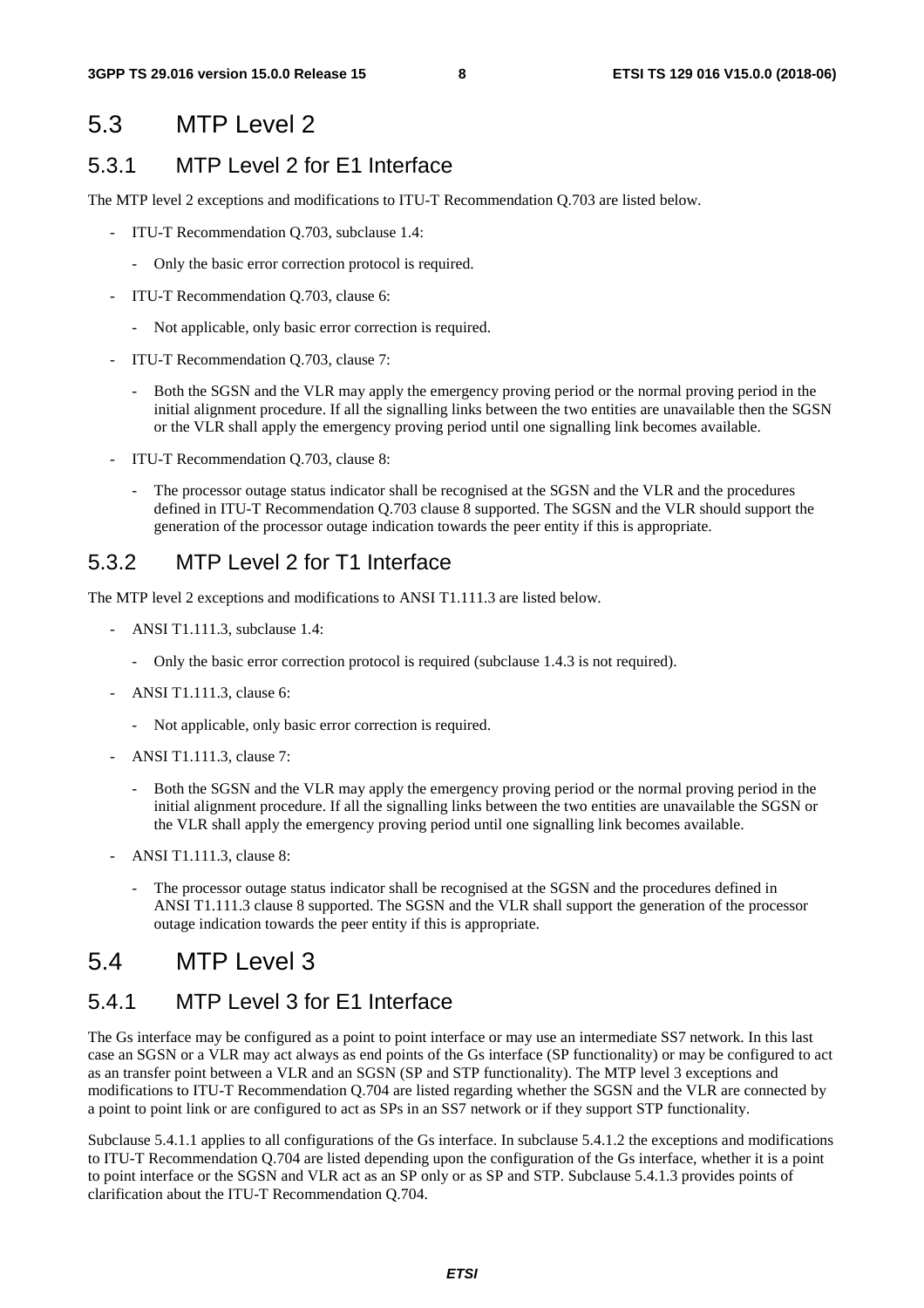## 5.3 MTP Level 2

### 5.3.1 MTP Level 2 for E1 Interface

The MTP level 2 exceptions and modifications to ITU-T Recommendation Q.703 are listed below.

- ITU-T Recommendation Q.703, subclause 1.4:
    - Only the basic error correction protocol is required.
- ITU-T Recommendation Q.703, clause 6:
    - Not applicable, only basic error correction is required.
- ITU-T Recommendation Q.703, clause 7:
    - Both the SGSN and the VLR may apply the emergency proving period or the normal proving period in the initial alignment procedure. If all the signalling links between the two entities are unavailable then the SGSN or the VLR shall apply the emergency proving period until one signalling link becomes available.
- ITU-T Recommendation Q.703, clause 8:
    - The processor outage status indicator shall be recognised at the SGSN and the VLR and the procedures defined in ITU-T Recommendation Q.703 clause 8 supported. The SGSN and the VLR should support the generation of the processor outage indication towards the peer entity if this is appropriate.

### 5.3.2 MTP Level 2 for T1 Interface

The MTP level 2 exceptions and modifications to ANSI T1.111.3 are listed below.

- ANSI T1.111.3, subclause 1.4:
    - Only the basic error correction protocol is required (subclause 1.4.3 is not required).
- ANSI T1.111.3, clause 6:
    - Not applicable, only basic error correction is required.
- ANSI T1.111.3, clause 7:
    - Both the SGSN and the VLR may apply the emergency proving period or the normal proving period in the initial alignment procedure. If all the signalling links between the two entities are unavailable the SGSN or the VLR shall apply the emergency proving period until one signalling link becomes available.
- ANSI T1.111.3, clause 8:
    - The processor outage status indicator shall be recognised at the SGSN and the procedures defined in ANSI T1.111.3 clause 8 supported. The SGSN and the VLR shall support the generation of the processor outage indication towards the peer entity if this is appropriate.

## 5.4 MTP Level 3

### 5.4.1 MTP Level 3 for E1 Interface

The Gs interface may be configured as a point to point interface or may use an intermediate SS7 network. In this last case an SGSN or a VLR may act always as end points of the Gs interface (SP functionality) or may be configured to act as an transfer point between a VLR and an SGSN (SP and STP functionality). The MTP level 3 exceptions and modifications to ITU-T Recommendation Q.704 are listed regarding whether the SGSN and the VLR are connected by a point to point link or are configured to act as SPs in an SS7 network or if they support STP functionality.

Subclause 5.4.1.1 applies to all configurations of the Gs interface. In subclause 5.4.1.2 the exceptions and modifications to ITU-T Recommendation Q.704 are listed depending upon the configuration of the Gs interface, whether it is a point to point interface or the SGSN and VLR act as an SP only or as SP and STP. Subclause 5.4.1.3 provides points of clarification about the ITU-T Recommendation Q.704.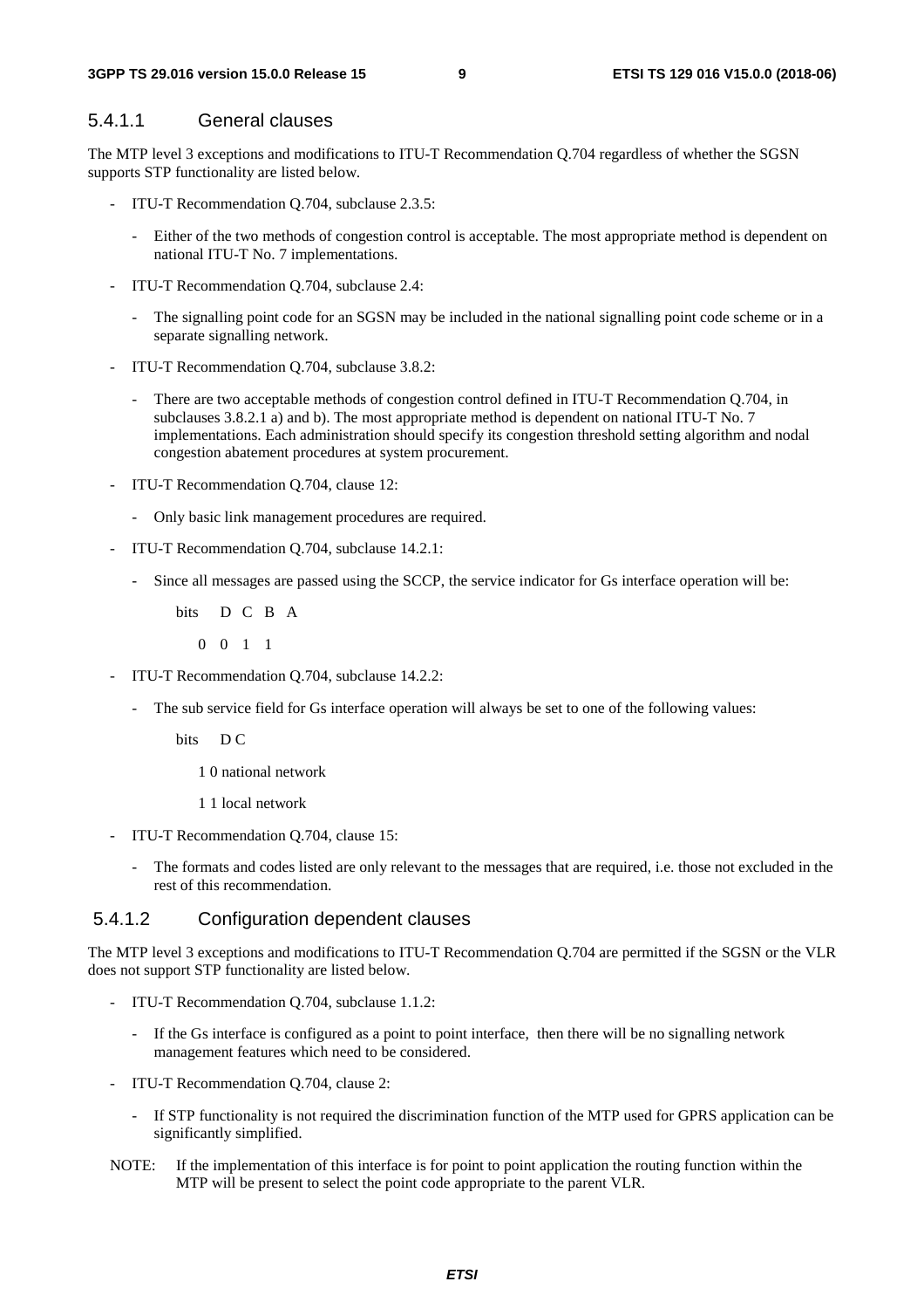#### 5.4.1.1 General clauses

The MTP level 3 exceptions and modifications to ITU-T Recommendation Q.704 regardless of whether the SGSN supports STP functionality are listed below.

- ITU-T Recommendation Q.704, subclause 2.3.5:
  - Either of the two methods of congestion control is acceptable. The most appropriate method is dependent on national ITU-T No. 7 implementations.
- ITU-T Recommendation Q.704, subclause 2.4:
  - The signalling point code for an SGSN may be included in the national signalling point code scheme or in a separate signalling network.
- ITU-T Recommendation Q.704, subclause 3.8.2:
  - There are two acceptable methods of congestion control defined in ITU-T Recommendation Q.704, in subclauses 3.8.2.1 a) and b). The most appropriate method is dependent on national ITU-T No. 7 implementations. Each administration should specify its congestion threshold setting algorithm and nodal congestion abatement procedures at system procurement.
- ITU-T Recommendation Q.704, clause 12:
  - Only basic link management procedures are required.
- ITU-T Recommendation Q.704, subclause 14.2.1:
  - Since all messages are passed using the SCCP, the service indicator for Gs interface operation will be:

    bits D C B A

    0 0 1 1
- ITU-T Recommendation Q.704, subclause 14.2.2:
  - The sub service field for Gs interface operation will always be set to one of the following values:

    bits D C

    1 0 national network

    1 1 local network
- ITU-T Recommendation Q.704, clause 15:
  - The formats and codes listed are only relevant to the messages that are required, i.e. those not excluded in the rest of this recommendation.

#### 5.4.1.2 Configuration dependent clauses

The MTP level 3 exceptions and modifications to ITU-T Recommendation Q.704 are permitted if the SGSN or the VLR does not support STP functionality are listed below.

- ITU-T Recommendation Q.704, subclause 1.1.2:
  - If the Gs interface is configured as a point to point interface, then there will be no signalling network management features which need to be considered.
- ITU-T Recommendation Q.704, clause 2:
  - If STP functionality is not required the discrimination function of the MTP used for GPRS application can be significantly simplified.

NOTE: If the implementation of this interface is for point to point application the routing function within the MTP will be present to select the point code appropriate to the parent VLR.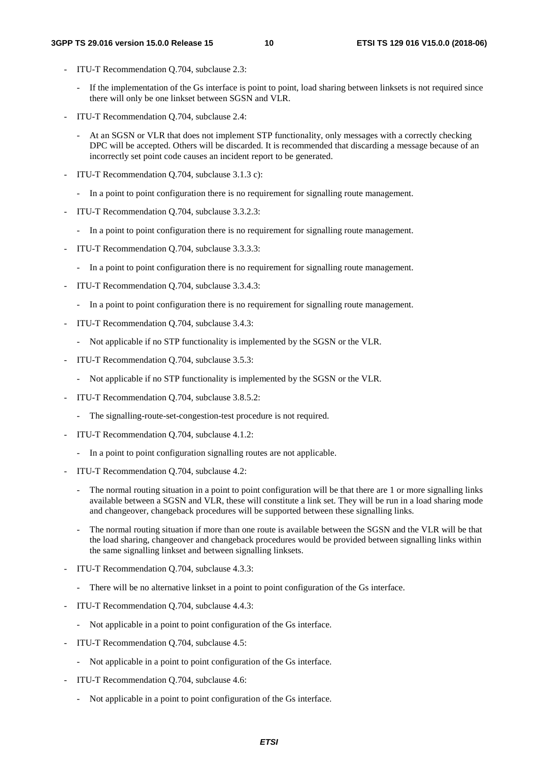- ITU-T Recommendation Q.704, subclause 2.3:
  - If the implementation of the Gs interface is point to point, load sharing between linksets is not required since there will only be one linkset between SGSN and VLR.
- ITU-T Recommendation Q.704, subclause 2.4:
  - At an SGSN or VLR that does not implement STP functionality, only messages with a correctly checking DPC will be accepted. Others will be discarded. It is recommended that discarding a message because of an incorrectly set point code causes an incident report to be generated.
- ITU-T Recommendation Q.704, subclause 3.1.3 c):
  - In a point to point configuration there is no requirement for signalling route management.
- ITU-T Recommendation Q.704, subclause 3.3.2.3:
  - In a point to point configuration there is no requirement for signalling route management.
- ITU-T Recommendation Q.704, subclause 3.3.3.3:
  - In a point to point configuration there is no requirement for signalling route management.
- ITU-T Recommendation Q.704, subclause 3.3.4.3:
  - In a point to point configuration there is no requirement for signalling route management.
- ITU-T Recommendation Q.704, subclause 3.4.3:
  - Not applicable if no STP functionality is implemented by the SGSN or the VLR.
- ITU-T Recommendation Q.704, subclause 3.5.3:
  - Not applicable if no STP functionality is implemented by the SGSN or the VLR.
- ITU-T Recommendation Q.704, subclause 3.8.5.2:
  - The signalling-route-set-congestion-test procedure is not required.
- ITU-T Recommendation Q.704, subclause 4.1.2:
  - In a point to point configuration signalling routes are not applicable.
- ITU-T Recommendation Q.704, subclause 4.2:
  - The normal routing situation in a point to point configuration will be that there are 1 or more signalling links available between a SGSN and VLR, these will constitute a link set. They will be run in a load sharing mode and changeover, changeback procedures will be supported between these signalling links.
  - The normal routing situation if more than one route is available between the SGSN and the VLR will be that the load sharing, changeover and changeback procedures would be provided between signalling links within the same signalling linkset and between signalling linksets.
- ITU-T Recommendation Q.704, subclause 4.3.3:
  - There will be no alternative linkset in a point to point configuration of the Gs interface.
- ITU-T Recommendation Q.704, subclause 4.4.3:
  - Not applicable in a point to point configuration of the Gs interface.
- ITU-T Recommendation Q.704, subclause 4.5:
  - Not applicable in a point to point configuration of the Gs interface.
- ITU-T Recommendation Q.704, subclause 4.6:
  - Not applicable in a point to point configuration of the Gs interface.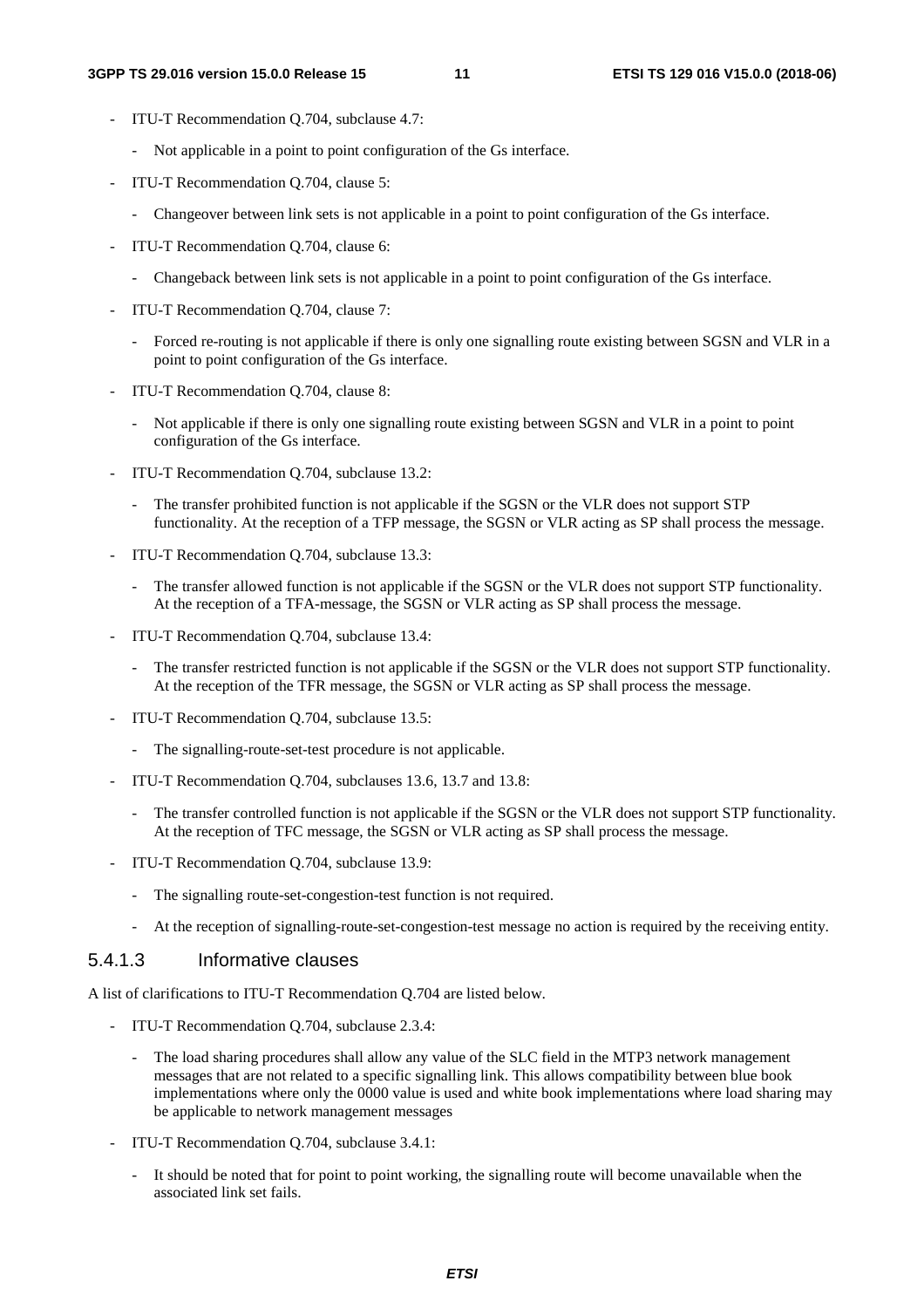- ITU-T Recommendation Q.704, subclause 4.7:
  - Not applicable in a point to point configuration of the Gs interface.
- ITU-T Recommendation Q.704, clause 5:
  - Changeover between link sets is not applicable in a point to point configuration of the Gs interface.
- ITU-T Recommendation Q.704, clause 6:
  - Changeback between link sets is not applicable in a point to point configuration of the Gs interface.
- ITU-T Recommendation Q.704, clause 7:
  - Forced re-routing is not applicable if there is only one signalling route existing between SGSN and VLR in a point to point configuration of the Gs interface.
- ITU-T Recommendation Q.704, clause 8:
  - Not applicable if there is only one signalling route existing between SGSN and VLR in a point to point configuration of the Gs interface.
- ITU-T Recommendation Q.704, subclause 13.2:
  - The transfer prohibited function is not applicable if the SGSN or the VLR does not support STP functionality. At the reception of a TFP message, the SGSN or VLR acting as SP shall process the message.
- ITU-T Recommendation Q.704, subclause 13.3:
  - The transfer allowed function is not applicable if the SGSN or the VLR does not support STP functionality. At the reception of a TFA-message, the SGSN or VLR acting as SP shall process the message.
- ITU-T Recommendation Q.704, subclause 13.4:
  - The transfer restricted function is not applicable if the SGSN or the VLR does not support STP functionality. At the reception of the TFR message, the SGSN or VLR acting as SP shall process the message.
- ITU-T Recommendation Q.704, subclause 13.5:
  - The signalling-route-set-test procedure is not applicable.
- ITU-T Recommendation Q.704, subclauses 13.6, 13.7 and 13.8:
  - The transfer controlled function is not applicable if the SGSN or the VLR does not support STP functionality. At the reception of TFC message, the SGSN or VLR acting as SP shall process the message.
- ITU-T Recommendation Q.704, subclause 13.9:
  - The signalling route-set-congestion-test function is not required.
  - At the reception of signalling-route-set-congestion-test message no action is required by the receiving entity.

#### 5.4.1.3 Informative clauses

A list of clarifications to ITU-T Recommendation Q.704 are listed below.

- ITU-T Recommendation Q.704, subclause 2.3.4:
  - The load sharing procedures shall allow any value of the SLC field in the MTP3 network management messages that are not related to a specific signalling link. This allows compatibility between blue book implementations where only the 0000 value is used and white book implementations where load sharing may be applicable to network management messages
- ITU-T Recommendation Q.704, subclause 3.4.1:
  - It should be noted that for point to point working, the signalling route will become unavailable when the associated link set fails.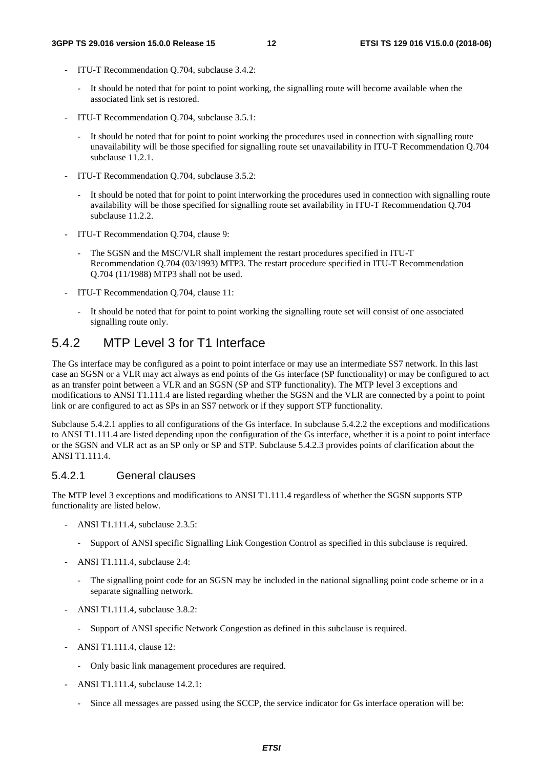- ITU-T Recommendation Q.704, subclause 3.4.2:
  - It should be noted that for point to point working, the signalling route will become available when the associated link set is restored.
- ITU-T Recommendation Q.704, subclause 3.5.1:
  - It should be noted that for point to point working the procedures used in connection with signalling route unavailability will be those specified for signalling route set unavailability in ITU-T Recommendation Q.704 subclause 11.2.1.
- ITU-T Recommendation Q.704, subclause 3.5.2:
  - It should be noted that for point to point interworking the procedures used in connection with signalling route availability will be those specified for signalling route set availability in ITU-T Recommendation Q.704 subclause 11.2.2.
- ITU-T Recommendation Q.704, clause 9:
  - The SGSN and the MSC/VLR shall implement the restart procedures specified in ITU-T Recommendation Q.704 (03/1993) MTP3. The restart procedure specified in ITU-T Recommendation Q.704 (11/1988) MTP3 shall not be used.
- ITU-T Recommendation Q.704, clause 11:
  - It should be noted that for point to point working the signalling route set will consist of one associated signalling route only.

## 5.4.2 MTP Level 3 for T1 Interface

The Gs interface may be configured as a point to point interface or may use an intermediate SS7 network. In this last case an SGSN or a VLR may act always as end points of the Gs interface (SP functionality) or may be configured to act as an transfer point between a VLR and an SGSN (SP and STP functionality). The MTP level 3 exceptions and modifications to ANSI T1.111.4 are listed regarding whether the SGSN and the VLR are connected by a point to point link or are configured to act as SPs in an SS7 network or if they support STP functionality.

Subclause 5.4.2.1 applies to all configurations of the Gs interface. In subclause 5.4.2.2 the exceptions and modifications to ANSI T1.111.4 are listed depending upon the configuration of the Gs interface, whether it is a point to point interface or the SGSN and VLR act as an SP only or SP and STP. Subclause 5.4.2.3 provides points of clarification about the ANSI T1.111.4.

### 5.4.2.1 General clauses

The MTP level 3 exceptions and modifications to ANSI T1.111.4 regardless of whether the SGSN supports STP functionality are listed below.

- ANSI T1.111.4, subclause 2.3.5:
  - Support of ANSI specific Signalling Link Congestion Control as specified in this subclause is required.
- ANSI T1.111.4, subclause 2.4:
  - The signalling point code for an SGSN may be included in the national signalling point code scheme or in a separate signalling network.
- ANSI T1.111.4, subclause 3.8.2:
  - Support of ANSI specific Network Congestion as defined in this subclause is required.
- ANSI T1.111.4, clause 12:
  - Only basic link management procedures are required.
- ANSI T1.111.4, subclause 14.2.1:
  - Since all messages are passed using the SCCP, the service indicator for Gs interface operation will be: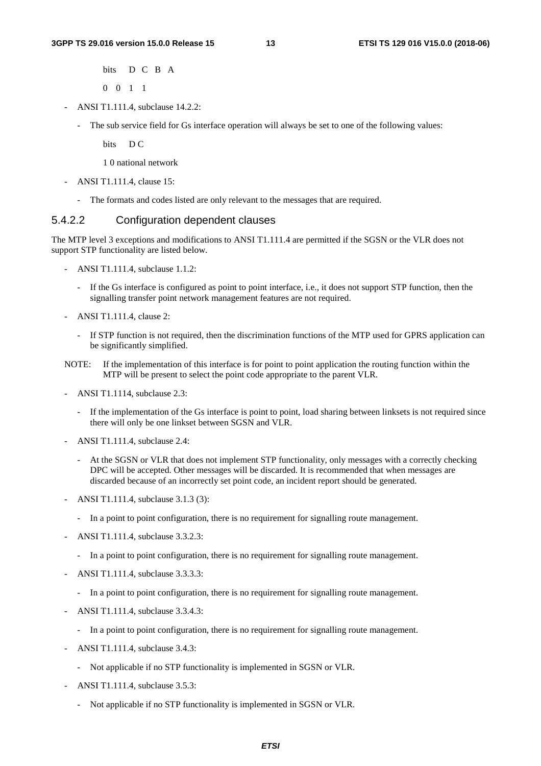bits D C B A

0 0 1 1

- ANSI T1.111.4, subclause 14.2.2:
  - The sub service field for Gs interface operation will always be set to one of the following values:

    bits D C

    1 0 national network

- ANSI T1.111.4, clause 15:
  - The formats and codes listed are only relevant to the messages that are required.

#### 5.4.2.2 Configuration dependent clauses

The MTP level 3 exceptions and modifications to ANSI T1.111.4 are permitted if the SGSN or the VLR does not support STP functionality are listed below.

- ANSI T1.111.4, subclause 1.1.2:
  - If the Gs interface is configured as point to point interface, i.e., it does not support STP function, then the signalling transfer point network management features are not required.
- ANSI T1.111.4, clause 2:
  - If STP function is not required, then the discrimination functions of the MTP used for GPRS application can be significantly simplified.

NOTE: If the implementation of this interface is for point to point application the routing function within the MTP will be present to select the point code appropriate to the parent VLR.

- ANSI T1.1114, subclause 2.3:
  - If the implementation of the Gs interface is point to point, load sharing between linksets is not required since there will only be one linkset between SGSN and VLR.
- ANSI T1.111.4, subclause 2.4:
  - At the SGSN or VLR that does not implement STP functionality, only messages with a correctly checking DPC will be accepted. Other messages will be discarded. It is recommended that when messages are discarded because of an incorrectly set point code, an incident report should be generated.
- ANSI T1.111.4, subclause 3.1.3 (3):
  - In a point to point configuration, there is no requirement for signalling route management.
- ANSI T1.111.4, subclause 3.3.2.3:
  - In a point to point configuration, there is no requirement for signalling route management.
- ANSI T1.111.4, subclause 3.3.3.3:
  - In a point to point configuration, there is no requirement for signalling route management.
- ANSI T1.111.4, subclause 3.3.4.3:
  - In a point to point configuration, there is no requirement for signalling route management.
- ANSI T1.111.4, subclause 3.4.3:
  - Not applicable if no STP functionality is implemented in SGSN or VLR.
- ANSI T1.111.4, subclause 3.5.3:
  - Not applicable if no STP functionality is implemented in SGSN or VLR.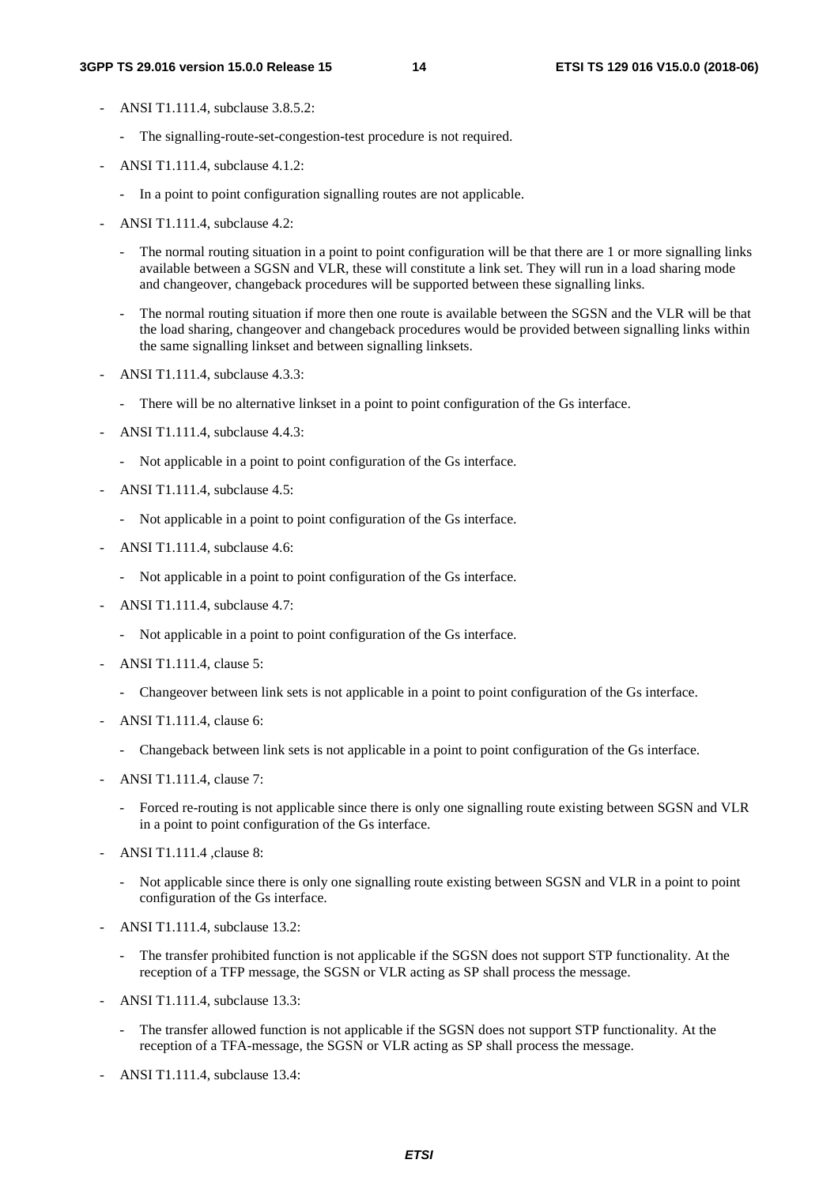- ANSI T1.111.4, subclause 3.8.5.2:
  - The signalling-route-set-congestion-test procedure is not required.
- ANSI T1.111.4, subclause 4.1.2:
  - In a point to point configuration signalling routes are not applicable.
- ANSI T1.111.4, subclause 4.2:
  - The normal routing situation in a point to point configuration will be that there are 1 or more signalling links available between a SGSN and VLR, these will constitute a link set. They will run in a load sharing mode and changeover, changeback procedures will be supported between these signalling links.
  - The normal routing situation if more then one route is available between the SGSN and the VLR will be that the load sharing, changeover and changeback procedures would be provided between signalling links within the same signalling linkset and between signalling linksets.
- ANSI T1.111.4, subclause 4.3.3:
  - There will be no alternative linkset in a point to point configuration of the Gs interface.
- ANSI T1.111.4, subclause 4.4.3:
  - Not applicable in a point to point configuration of the Gs interface.
- ANSI T1.111.4, subclause 4.5:
  - Not applicable in a point to point configuration of the Gs interface.
- ANSI T1.111.4, subclause 4.6:
  - Not applicable in a point to point configuration of the Gs interface.
- ANSI T1.111.4, subclause 4.7:
  - Not applicable in a point to point configuration of the Gs interface.
- ANSI T1.111.4, clause 5:
  - Changeover between link sets is not applicable in a point to point configuration of the Gs interface.
- ANSI T1.111.4, clause 6:
  - Changeback between link sets is not applicable in a point to point configuration of the Gs interface.
- ANSI T1.111.4, clause 7:
  - Forced re-routing is not applicable since there is only one signalling route existing between SGSN and VLR in a point to point configuration of the Gs interface.
- ANSI T1.111.4 ,clause 8:
  - Not applicable since there is only one signalling route existing between SGSN and VLR in a point to point configuration of the Gs interface.
- ANSI T1.111.4, subclause 13.2:
  - The transfer prohibited function is not applicable if the SGSN does not support STP functionality. At the reception of a TFP message, the SGSN or VLR acting as SP shall process the message.
- ANSI T1.111.4, subclause 13.3:
  - The transfer allowed function is not applicable if the SGSN does not support STP functionality. At the reception of a TFA-message, the SGSN or VLR acting as SP shall process the message.
- ANSI T1.111.4, subclause 13.4: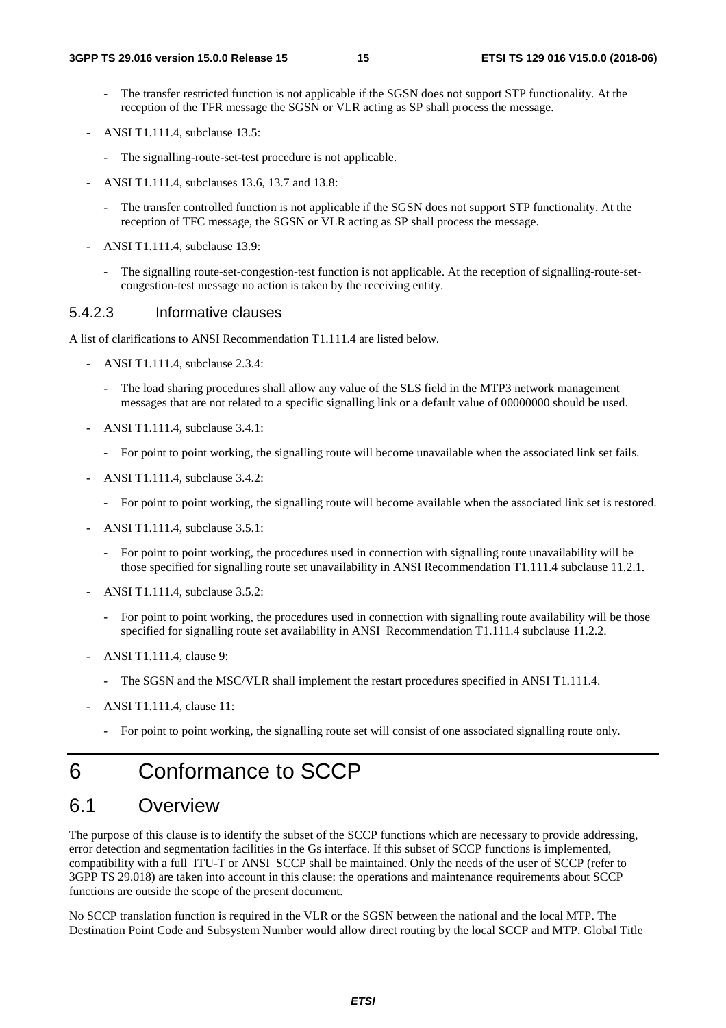- The transfer restricted function is not applicable if the SGSN does not support STP functionality. At the reception of the TFR message the SGSN or VLR acting as SP shall process the message.

- ANSI T1.111.4, subclause 13.5:
  - The signalling-route-set-test procedure is not applicable.

- ANSI T1.111.4, subclauses 13.6, 13.7 and 13.8:
  - The transfer controlled function is not applicable if the SGSN does not support STP functionality. At the reception of TFC message, the SGSN or VLR acting as SP shall process the message.

- ANSI T1.111.4, subclause 13.9:
  - The signalling route-set-congestion-test function is not applicable. At the reception of signalling-route-set-congestion-test message no action is taken by the receiving entity.

#### 5.4.2.3 Informative clauses

A list of clarifications to ANSI Recommendation T1.111.4 are listed below.

- ANSI T1.111.4, subclause 2.3.4:
  - The load sharing procedures shall allow any value of the SLS field in the MTP3 network management messages that are not related to a specific signalling link or a default value of 00000000 should be used.

- ANSI T1.111.4, subclause 3.4.1:
  - For point to point working, the signalling route will become unavailable when the associated link set fails.

- ANSI T1.111.4, subclause 3.4.2:
  - For point to point working, the signalling route will become available when the associated link set is restored.

- ANSI T1.111.4, subclause 3.5.1:
  - For point to point working, the procedures used in connection with signalling route unavailability will be those specified for signalling route set unavailability in ANSI Recommendation T1.111.4 subclause 11.2.1.

- ANSI T1.111.4, subclause 3.5.2:
  - For point to point working, the procedures used in connection with signalling route availability will be those specified for signalling route set availability in ANSI Recommendation T1.111.4 subclause 11.2.2.

- ANSI T1.111.4, clause 9:
  - The SGSN and the MSC/VLR shall implement the restart procedures specified in ANSI T1.111.4.

- ANSI T1.111.4, clause 11:
  - For point to point working, the signalling route set will consist of one associated signalling route only.

# 6 Conformance to SCCP

## 6.1 Overview

The purpose of this clause is to identify the subset of the SCCP functions which are necessary to provide addressing, error detection and segmentation facilities in the Gs interface. If this subset of SCCP functions is implemented, compatibility with a full ITU-T or ANSI SCCP shall be maintained. Only the needs of the user of SCCP (refer to 3GPP TS 29.018) are taken into account in this clause: the operations and maintenance requirements about SCCP functions are outside the scope of the present document.

No SCCP translation function is required in the VLR or the SGSN between the national and the local MTP. The Destination Point Code and Subsystem Number would allow direct routing by the local SCCP and MTP. Global Title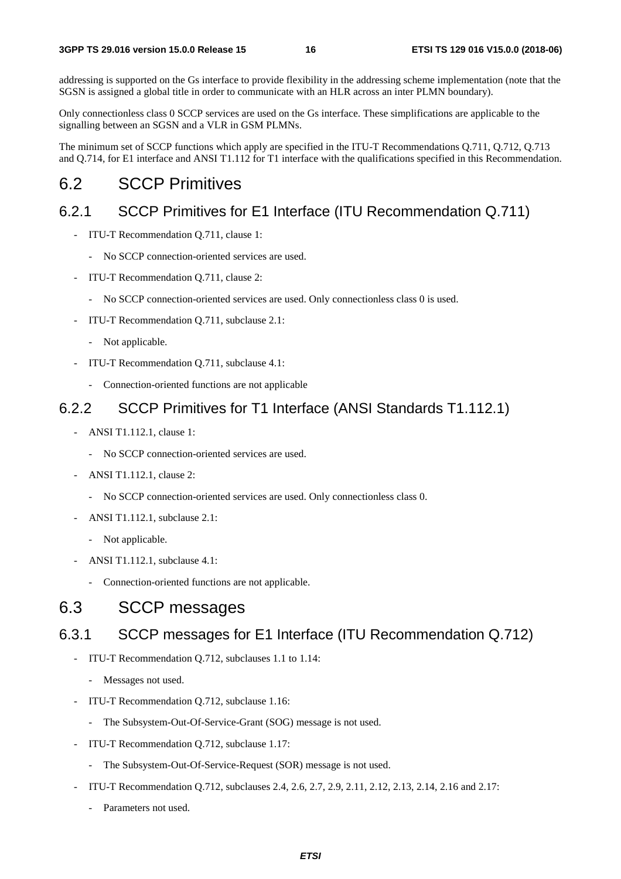addressing is supported on the Gs interface to provide flexibility in the addressing scheme implementation (note that the SGSN is assigned a global title in order to communicate with an HLR across an inter PLMN boundary).

Only connectionless class 0 SCCP services are used on the Gs interface. These simplifications are applicable to the signalling between an SGSN and a VLR in GSM PLMNs.

The minimum set of SCCP functions which apply are specified in the ITU-T Recommendations Q.711, Q.712, Q.713 and Q.714, for E1 interface and ANSI T1.112 for T1 interface with the qualifications specified in this Recommendation.

## 6.2 SCCP Primitives

### 6.2.1 SCCP Primitives for E1 Interface (ITU Recommendation Q.711)

- ITU-T Recommendation Q.711, clause 1:
  - No SCCP connection-oriented services are used.
- ITU-T Recommendation Q.711, clause 2:
  - No SCCP connection-oriented services are used. Only connectionless class 0 is used.
- ITU-T Recommendation Q.711, subclause 2.1:
  - Not applicable.
- ITU-T Recommendation Q.711, subclause 4.1:
  - Connection-oriented functions are not applicable

### 6.2.2 SCCP Primitives for T1 Interface (ANSI Standards T1.112.1)

- ANSI T1.112.1, clause 1:
  - No SCCP connection-oriented services are used.
- ANSI T1.112.1, clause 2:
  - No SCCP connection-oriented services are used. Only connectionless class 0.
- ANSI T1.112.1, subclause 2.1:
  - Not applicable.
- ANSI T1.112.1, subclause 4.1:
  - Connection-oriented functions are not applicable.

## 6.3 SCCP messages

### 6.3.1 SCCP messages for E1 Interface (ITU Recommendation Q.712)

- ITU-T Recommendation Q.712, subclauses 1.1 to 1.14:
  - Messages not used.
- ITU-T Recommendation Q.712, subclause 1.16:
  - The Subsystem-Out-Of-Service-Grant (SOG) message is not used.
- ITU-T Recommendation Q.712, subclause 1.17:
  - The Subsystem-Out-Of-Service-Request (SOR) message is not used.
- ITU-T Recommendation Q.712, subclauses 2.4, 2.6, 2.7, 2.9, 2.11, 2.12, 2.13, 2.14, 2.16 and 2.17:
  - Parameters not used.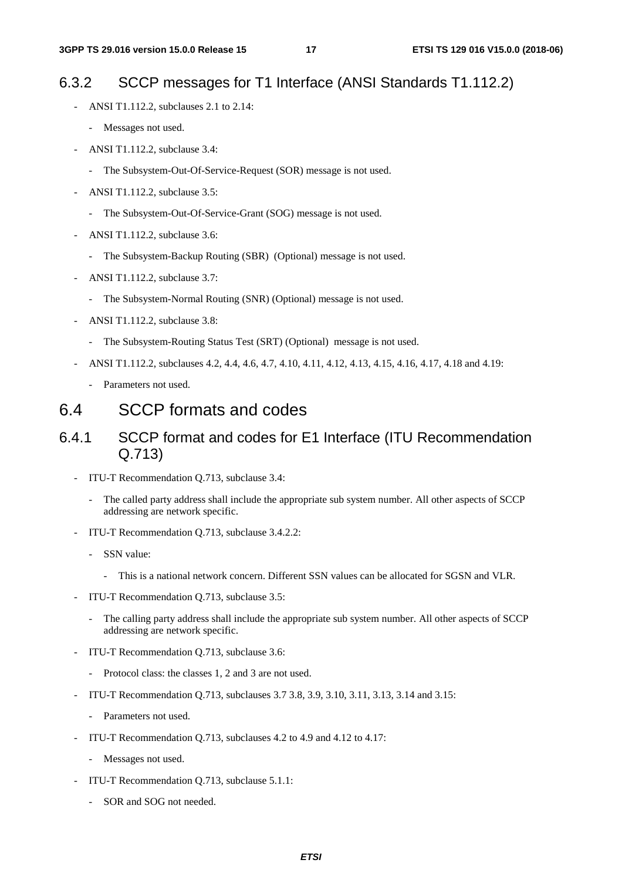### 6.3.2 SCCP messages for T1 Interface (ANSI Standards T1.112.2)

- ANSI T1.112.2, subclauses 2.1 to 2.14:
  - Messages not used.
- ANSI T1.112.2, subclause 3.4:
  - The Subsystem-Out-Of-Service-Request (SOR) message is not used.
- ANSI T1.112.2, subclause 3.5:
  - The Subsystem-Out-Of-Service-Grant (SOG) message is not used.
- ANSI T1.112.2, subclause 3.6:
  - The Subsystem-Backup Routing (SBR) (Optional) message is not used.
- ANSI T1.112.2, subclause 3.7:
  - The Subsystem-Normal Routing (SNR) (Optional) message is not used.
- ANSI T1.112.2, subclause 3.8:
  - The Subsystem-Routing Status Test (SRT) (Optional) message is not used.
- ANSI T1.112.2, subclauses 4.2, 4.4, 4.6, 4.7, 4.10, 4.11, 4.12, 4.13, 4.15, 4.16, 4.17, 4.18 and 4.19:
  - Parameters not used.

## 6.4 SCCP formats and codes

### 6.4.1 SCCP format and codes for E1 Interface (ITU Recommendation Q.713)

- ITU-T Recommendation Q.713, subclause 3.4:
  - The called party address shall include the appropriate sub system number. All other aspects of SCCP addressing are network specific.
- ITU-T Recommendation Q.713, subclause 3.4.2.2:
  - SSN value:
    - This is a national network concern. Different SSN values can be allocated for SGSN and VLR.
- ITU-T Recommendation Q.713, subclause 3.5:
  - The calling party address shall include the appropriate sub system number. All other aspects of SCCP addressing are network specific.
- ITU-T Recommendation Q.713, subclause 3.6:
  - Protocol class: the classes 1, 2 and 3 are not used.
- ITU-T Recommendation Q.713, subclauses 3.7 3.8, 3.9, 3.10, 3.11, 3.13, 3.14 and 3.15:
  - Parameters not used.
- ITU-T Recommendation Q.713, subclauses 4.2 to 4.9 and 4.12 to 4.17:
  - Messages not used.
- ITU-T Recommendation Q.713, subclause 5.1.1:
  - SOR and SOG not needed.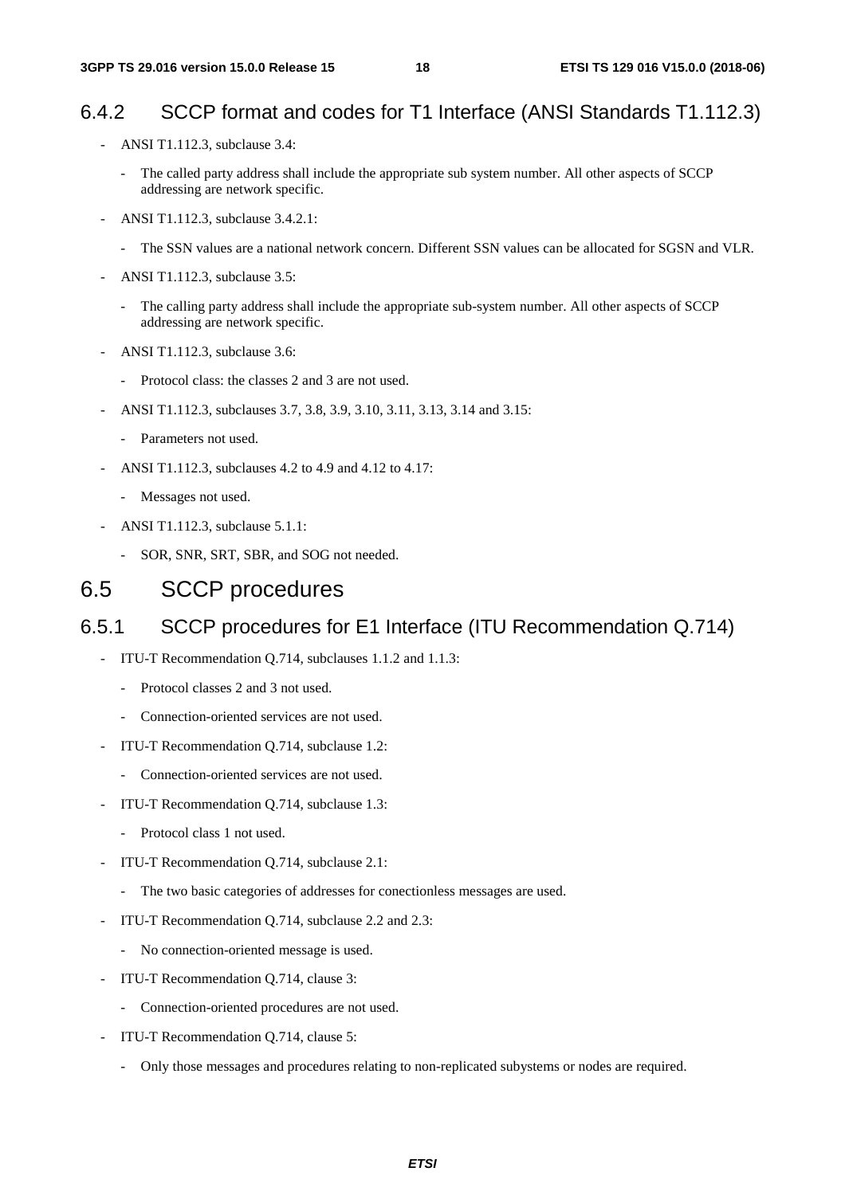### 6.4.2 SCCP format and codes for T1 Interface (ANSI Standards T1.112.3)

- ANSI T1.112.3, subclause 3.4:
  - The called party address shall include the appropriate sub system number. All other aspects of SCCP addressing are network specific.
- ANSI T1.112.3, subclause 3.4.2.1:
  - The SSN values are a national network concern. Different SSN values can be allocated for SGSN and VLR.
- ANSI T1.112.3, subclause 3.5:
  - The calling party address shall include the appropriate sub-system number. All other aspects of SCCP addressing are network specific.
- ANSI T1.112.3, subclause 3.6:
  - Protocol class: the classes 2 and 3 are not used.
- ANSI T1.112.3, subclauses 3.7, 3.8, 3.9, 3.10, 3.11, 3.13, 3.14 and 3.15:
  - Parameters not used.
- ANSI T1.112.3, subclauses 4.2 to 4.9 and 4.12 to 4.17:
  - Messages not used.
- ANSI T1.112.3, subclause 5.1.1:
  - SOR, SNR, SRT, SBR, and SOG not needed.

## 6.5 SCCP procedures

### 6.5.1 SCCP procedures for E1 Interface (ITU Recommendation Q.714)

- ITU-T Recommendation Q.714, subclauses 1.1.2 and 1.1.3:
  - Protocol classes 2 and 3 not used.
  - Connection-oriented services are not used.
- ITU-T Recommendation Q.714, subclause 1.2:
  - Connection-oriented services are not used.
- ITU-T Recommendation Q.714, subclause 1.3:
  - Protocol class 1 not used.
- ITU-T Recommendation Q.714, subclause 2.1:
  - The two basic categories of addresses for conectionless messages are used.
- ITU-T Recommendation Q.714, subclause 2.2 and 2.3:
  - No connection-oriented message is used.
- ITU-T Recommendation Q.714, clause 3:
  - Connection-oriented procedures are not used.
- ITU-T Recommendation Q.714, clause 5:
  - Only those messages and procedures relating to non-replicated subystems or nodes are required.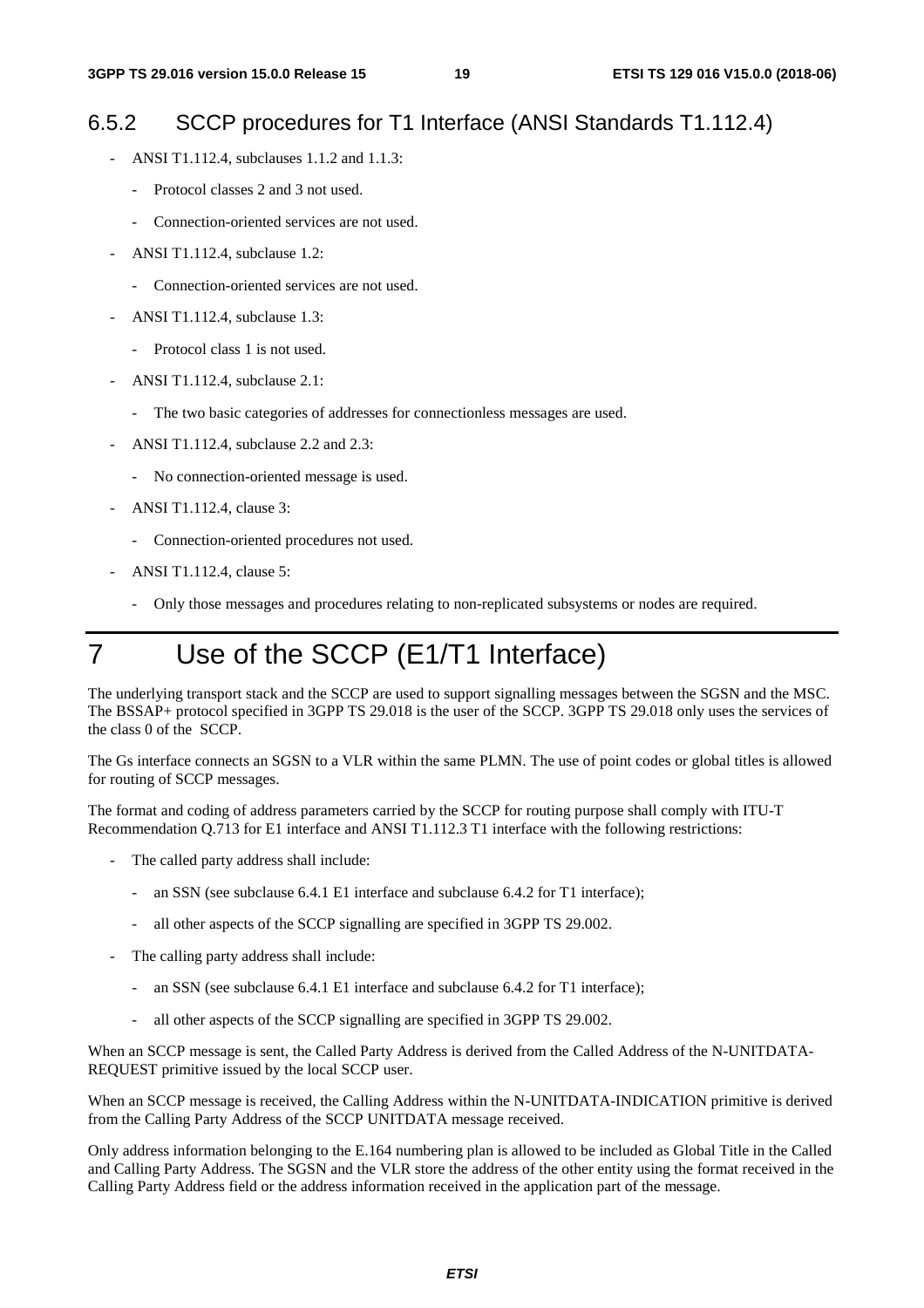### 6.5.2 SCCP procedures for T1 Interface (ANSI Standards T1.112.4)

- ANSI T1.112.4, subclauses 1.1.2 and 1.1.3:
  - Protocol classes 2 and 3 not used.
  - Connection-oriented services are not used.
- ANSI T1.112.4, subclause 1.2:
  - Connection-oriented services are not used.
- ANSI T1.112.4, subclause 1.3:
  - Protocol class 1 is not used.
- ANSI T1.112.4, subclause 2.1:
  - The two basic categories of addresses for connectionless messages are used.
- ANSI T1.112.4, subclause 2.2 and 2.3:
  - No connection-oriented message is used.
- ANSI T1.112.4, clause 3:
  - Connection-oriented procedures not used.
- ANSI T1.112.4, clause 5:
  - Only those messages and procedures relating to non-replicated subsystems or nodes are required.

# 7 Use of the SCCP (E1/T1 Interface)

The underlying transport stack and the SCCP are used to support signalling messages between the SGSN and the MSC. The BSSAP+ protocol specified in 3GPP TS 29.018 is the user of the SCCP. 3GPP TS 29.018 only uses the services of the class 0 of the SCCP.

The Gs interface connects an SGSN to a VLR within the same PLMN. The use of point codes or global titles is allowed for routing of SCCP messages.

The format and coding of address parameters carried by the SCCP for routing purpose shall comply with ITU-T Recommendation Q.713 for E1 interface and ANSI T1.112.3 T1 interface with the following restrictions:

- The called party address shall include:
  - an SSN (see subclause 6.4.1 E1 interface and subclause 6.4.2 for T1 interface);
  - all other aspects of the SCCP signalling are specified in 3GPP TS 29.002.
- The calling party address shall include:
  - an SSN (see subclause 6.4.1 E1 interface and subclause 6.4.2 for T1 interface);
  - all other aspects of the SCCP signalling are specified in 3GPP TS 29.002.

When an SCCP message is sent, the Called Party Address is derived from the Called Address of the N-UNITDATA-REQUEST primitive issued by the local SCCP user.

When an SCCP message is received, the Calling Address within the N-UNITDATA-INDICATION primitive is derived from the Calling Party Address of the SCCP UNITDATA message received.

Only address information belonging to the E.164 numbering plan is allowed to be included as Global Title in the Called and Calling Party Address. The SGSN and the VLR store the address of the other entity using the format received in the Calling Party Address field or the address information received in the application part of the message.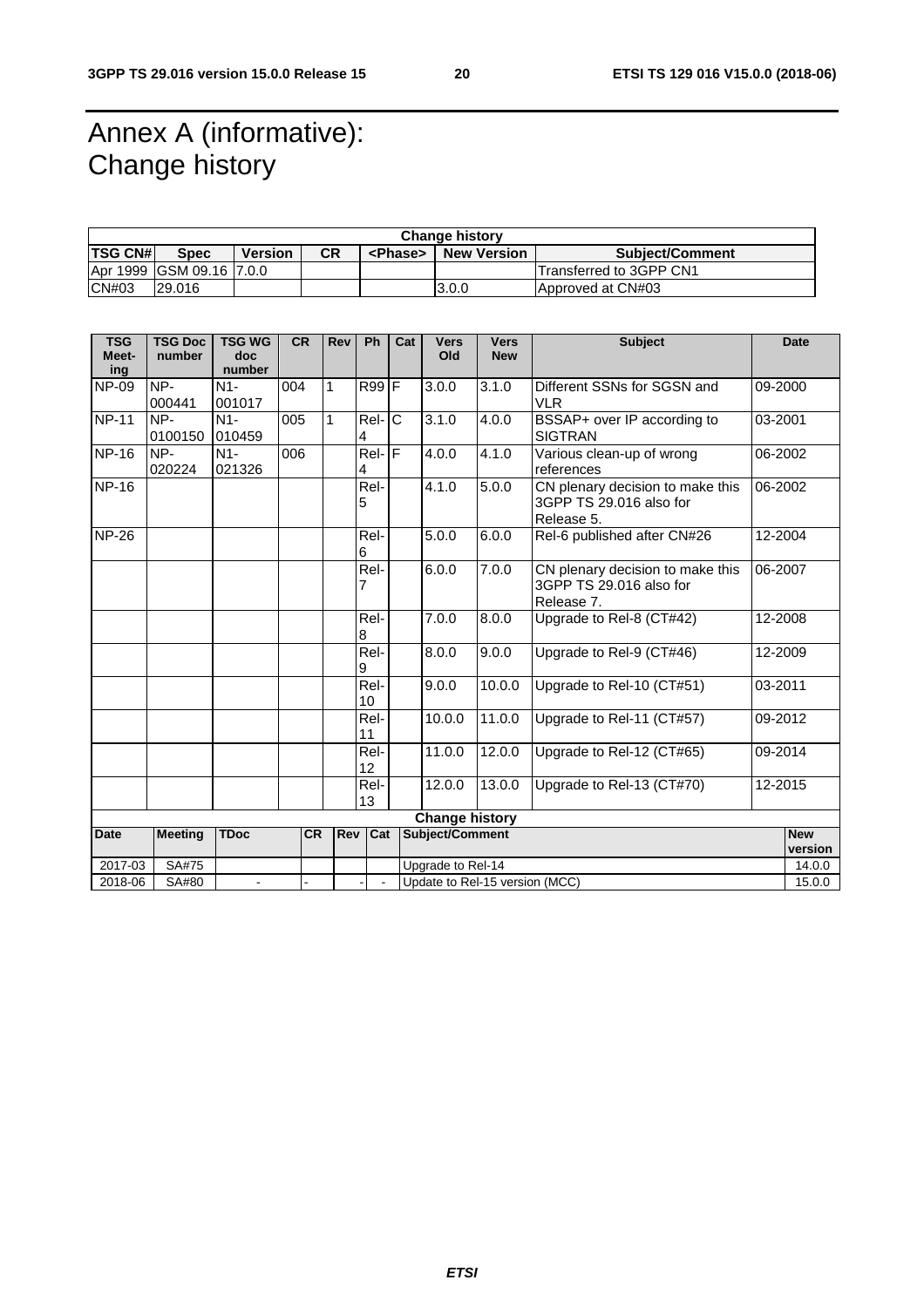# Annex A (informative): Change history

| Change history | | | | | | |
|---|---|---|---|---|---|---|
| **TSG CN#** | **Spec** | **Version** | **CR** | **<Phase>** | **New Version** | **Subject/Comment** |
| Apr 1999 | GSM 09.16 | 7.0.0 | | | | Transferred to 3GPP CN1 |
| CN#03 | 29.016 | | | | 3.0.0 | Approved at CN#03 |

| TSG Meet-ing | TSG Doc number | TSG WG doc number | CR | Rev | Ph | Cat | Vers Old | Vers New | Subject | Date |
|---|---|---|---|---|---|---|---|---|---|---|
| NP-09 | NP-000441 | N1-001017 | 004 | 1 | R99 | F | 3.0.0 | 3.1.0 | Different SSNs for SGSN and VLR | 09-2000 |
| NP-11 | NP-0100150 | N1-010459 | 005 | 1 | Rel-4 | C | 3.1.0 | 4.0.0 | BSSAP+ over IP according to SIGTRAN | 03-2001 |
| NP-16 | NP-020224 | N1-021326 | 006 | | Rel-4 | F | 4.0.0 | 4.1.0 | Various clean-up of wrong references | 06-2002 |
| NP-16 | | | | | Rel-5 | | 4.1.0 | 5.0.0 | CN plenary decision to make this 3GPP TS 29.016 also for Release 5. | 06-2002 |
| NP-26 | | | | | Rel-6 | | 5.0.0 | 6.0.0 | Rel-6 published after CN#26 | 12-2004 |
| | | | | | Rel-7 | | 6.0.0 | 7.0.0 | CN plenary decision to make this 3GPP TS 29.016 also for Release 7. | 06-2007 |
| | | | | | Rel-8 | | 7.0.0 | 8.0.0 | Upgrade to Rel-8 (CT#42) | 12-2008 |
| | | | | | Rel-9 | | 8.0.0 | 9.0.0 | Upgrade to Rel-9 (CT#46) | 12-2009 |
| | | | | | Rel-10 | | 9.0.0 | 10.0.0 | Upgrade to Rel-10 (CT#51) | 03-2011 |
| | | | | | Rel-11 | | 10.0.0 | 11.0.0 | Upgrade to Rel-11 (CT#57) | 09-2012 |
| | | | | | Rel-12 | | 11.0.0 | 12.0.0 | Upgrade to Rel-12 (CT#65) | 09-2014 |
| | | | | | Rel-13 | | 12.0.0 | 13.0.0 | Upgrade to Rel-13 (CT#70) | 12-2015 |

| Change history | | | | | | | |
|---|---|---|---|---|---|---|---|
| **Date** | **Meeting** | **TDoc** | **CR** | **Rev** | **Cat** | **Subject/Comment** | **New version** |
| 2017-03 | SA#75 | | | | | Upgrade to Rel-14 | 14.0.0 |
| 2018-06 | SA#80 | - | - | - | - | Update to Rel-15 version (MCC) | 15.0.0 |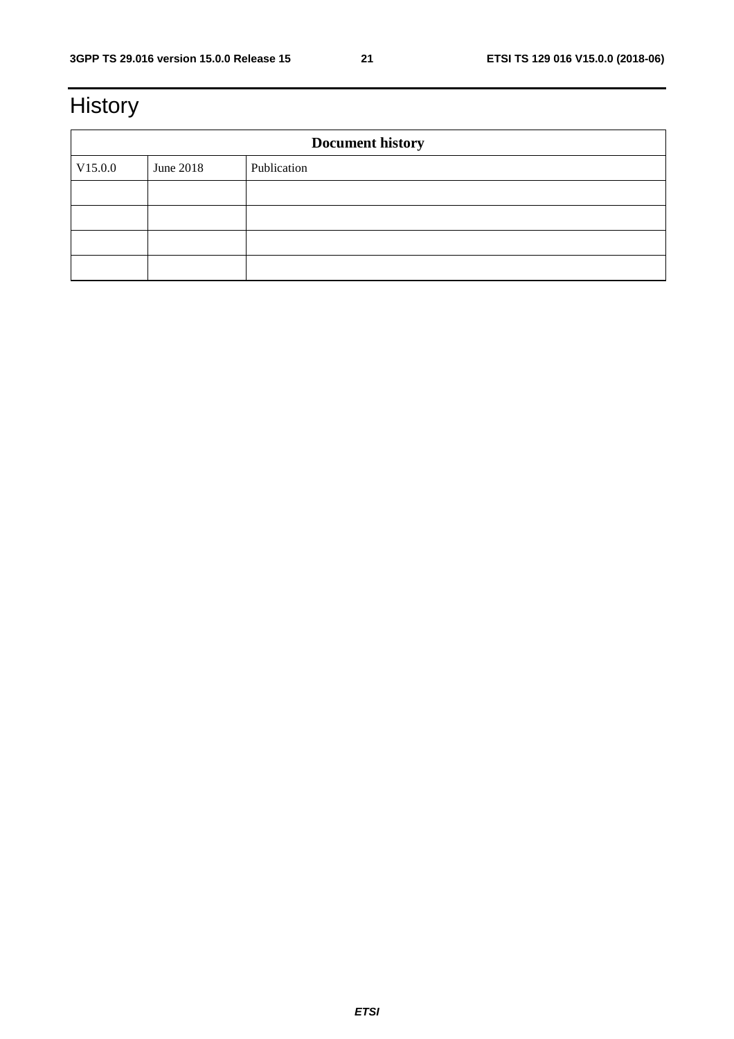# History

| Document history | | |
|---|---|---|
| V15.0.0 | June 2018 | Publication |
| | | |
| | | |
| | | |
| | | |